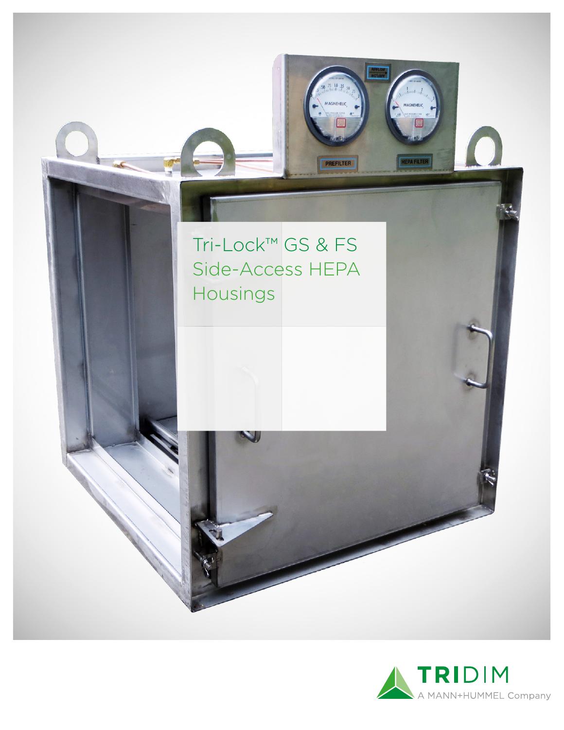# Tri-Lock™ GS & FS Side-Access HEPA Housings

TRIDIM
A MANN+HUMMEL Company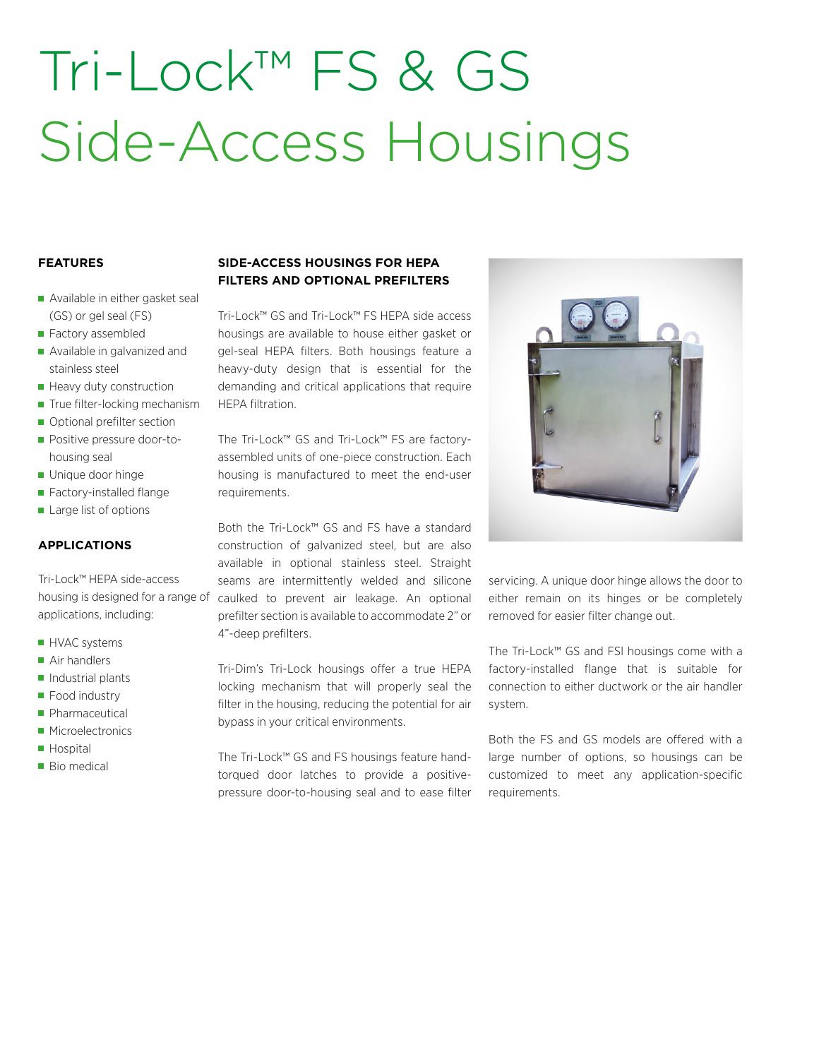# Tri-Lock™ FS & GS Side-Access Housings

## FEATURES

- Available in either gasket seal (GS) or gel seal (FS)
- Factory assembled
- Available in galvanized and stainless steel
- Heavy duty construction
- True filter-locking mechanism
- Optional prefilter section
- Positive pressure door-to-housing seal
- Unique door hinge
- Factory-installed flange
- Large list of options

## APPLICATIONS

Tri-Lock™ HEPA side-access housing is designed for a range of applications, including:

- HVAC systems
- Air handlers
- Industrial plants
- Food industry
- Pharmaceutical
- Microelectronics
- Hospital
- Bio medical

## SIDE-ACCESS HOUSINGS FOR HEPA FILTERS AND OPTIONAL PREFILTERS

Tri-Lock™ GS and Tri-Lock™ FS HEPA side access housings are available to house either gasket or gel-seal HEPA filters. Both housings feature a heavy-duty design that is essential for the demanding and critical applications that require HEPA filtration.

The Tri-Lock™ GS and Tri-Lock™ FS are factory-assembled units of one-piece construction. Each housing is manufactured to meet the end-user requirements.

Both the Tri-Lock™ GS and FS have a standard construction of galvanized steel, but are also available in optional stainless steel. Straight seams are intermittently welded and silicone caulked to prevent air leakage. An optional prefilter section is available to accommodate 2" or 4"-deep prefilters.

Tri-Dim's Tri-Lock housings offer a true HEPA locking mechanism that will properly seal the filter in the housing, reducing the potential for air bypass in your critical environments.

The Tri-Lock™ GS and FS housings feature hand-torqued door latches to provide a positive-pressure door-to-housing seal and to ease filter servicing. A unique door hinge allows the door to either remain on its hinges or be completely removed for easier filter change out.

The Tri-Lock™ GS and FSI housings come with a factory-installed flange that is suitable for connection to either ductwork or the air handler system.

Both the FS and GS models are offered with a large number of options, so housings can be customized to meet any application-specific requirements.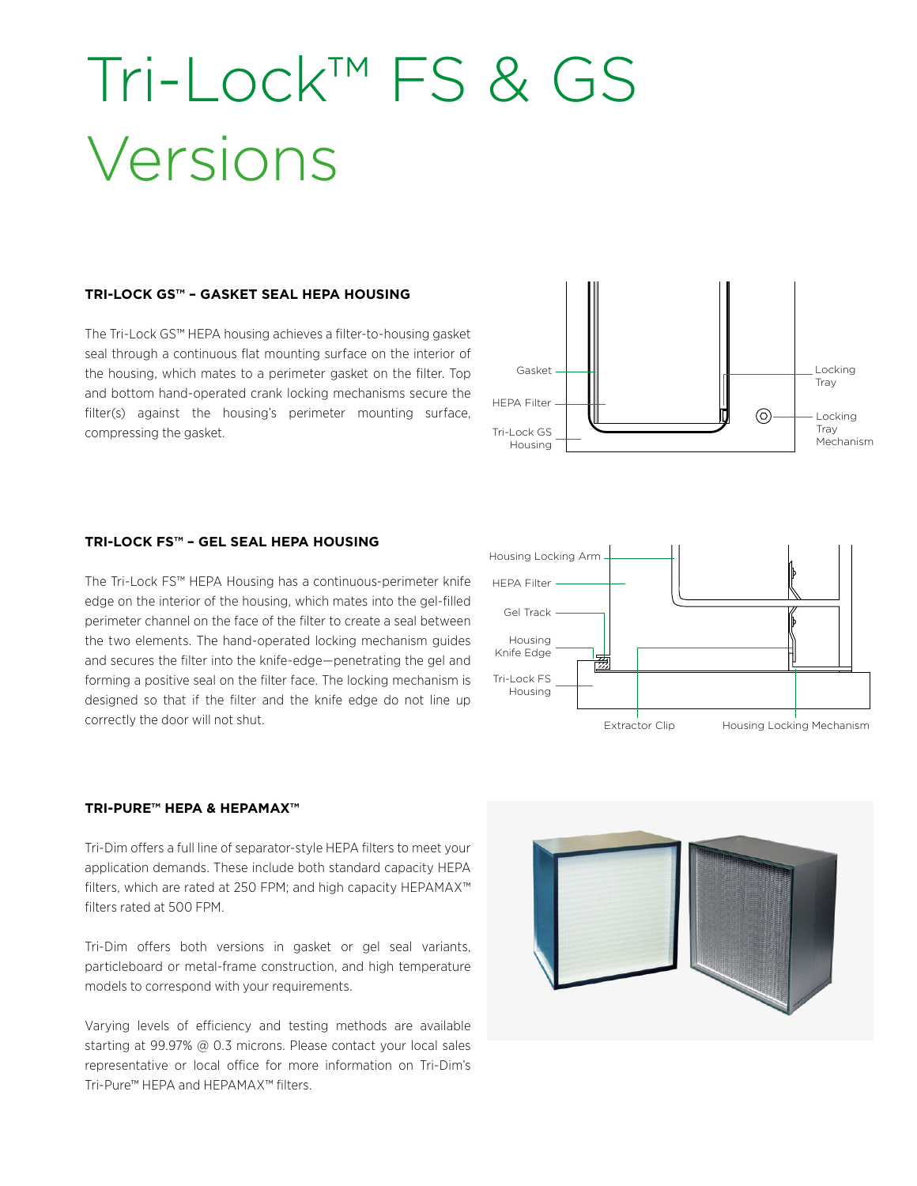# Tri-Lock™ FS & GS Versions

### TRI-LOCK GS™ – GASKET SEAL HEPA HOUSING

The Tri-Lock GS™ HEPA housing achieves a filter-to-housing gasket seal through a continuous flat mounting surface on the interior of the housing, which mates to a perimeter gasket on the filter. Top and bottom hand-operated crank locking mechanisms secure the filter(s) against the housing's perimeter mounting surface, compressing the gasket.

Gasket

HEPA Filter

Tri-Lock GS Housing

Locking Tray

Locking Tray Mechanism

### TRI-LOCK FS™ – GEL SEAL HEPA HOUSING

The Tri-Lock FS™ HEPA Housing has a continuous-perimeter knife edge on the interior of the housing, which mates into the gel-filled perimeter channel on the face of the filter to create a seal between the two elements. The hand-operated locking mechanism guides and secures the filter into the knife-edge—penetrating the gel and forming a positive seal on the filter face. The locking mechanism is designed so that if the filter and the knife edge do not line up correctly the door will not shut.

Housing Locking Arm

HEPA Filter

Gel Track

Housing Knife Edge

Tri-Lock FS Housing

Extractor Clip

Housing Locking Mechanism

### TRI-PURE™ HEPA & HEPAMAX™

Tri-Dim offers a full line of separator-style HEPA filters to meet your application demands. These include both standard capacity HEPA filters, which are rated at 250 FPM; and high capacity HEPAMAX™ filters rated at 500 FPM.

Tri-Dim offers both versions in gasket or gel seal variants, particleboard or metal-frame construction, and high temperature models to correspond with your requirements.

Varying levels of efficiency and testing methods are available starting at 99.97% @ 0.3 microns. Please contact your local sales representative or local office for more information on Tri-Dim's Tri-Pure™ HEPA and HEPAMAX™ filters.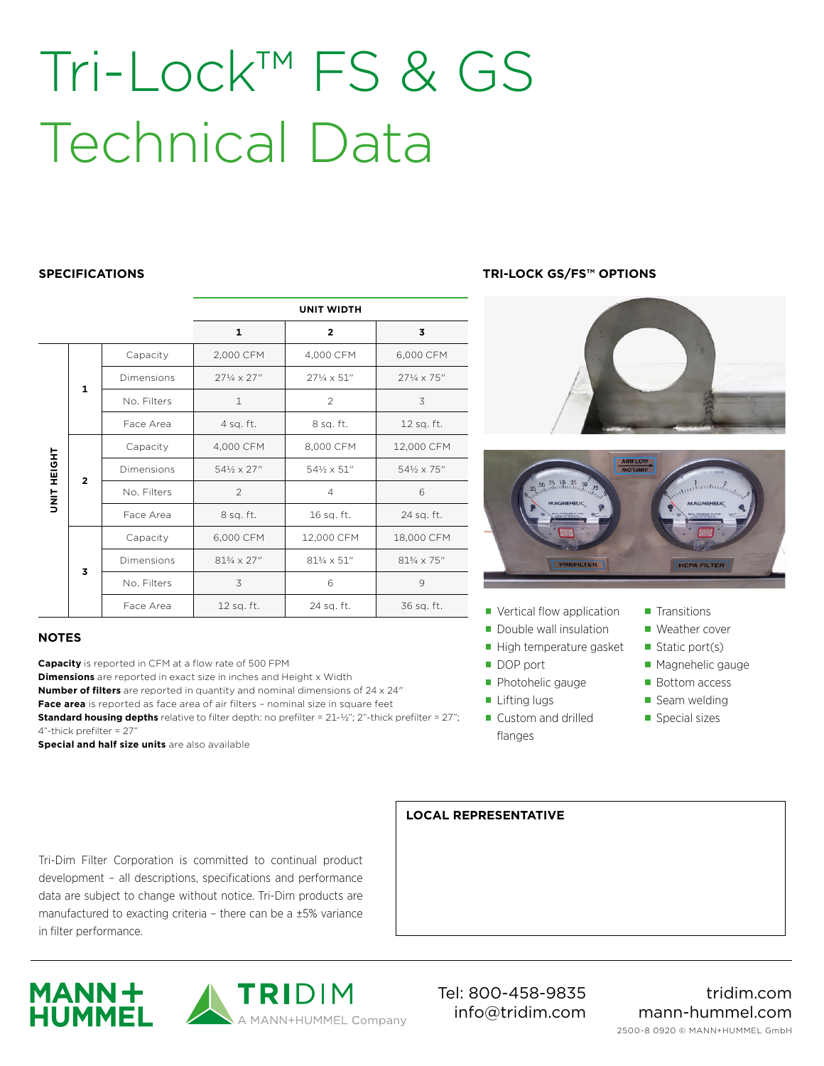# Tri-Lock™ FS & GS Technical Data

## SPECIFICATIONS

| | | | UNIT WIDTH | | |
|---|---|---|---|---|---|
| | | | **1** | **2** | **3** |
| UNIT HEIGHT | **1** | Capacity | 2,000 CFM | 4,000 CFM | 6,000 CFM |
| | | Dimensions | 27¼ x 27" | 27¼ x 51" | 27¼ x 75" |
| | | No. Filters | 1 | 2 | 3 |
| | | Face Area | 4 sq. ft. | 8 sq. ft. | 12 sq. ft. |
| | **2** | Capacity | 4,000 CFM | 8,000 CFM | 12,000 CFM |
| | | Dimensions | 54½ x 27" | 54½ x 51" | 54½ x 75" |
| | | No. Filters | 2 | 4 | 6 |
| | | Face Area | 8 sq. ft. | 16 sq. ft. | 24 sq. ft. |
| | **3** | Capacity | 6,000 CFM | 12,000 CFM | 18,000 CFM |
| | | Dimensions | 81¾ x 27" | 81¾ x 51" | 81¾ x 75" |
| | | No. Filters | 3 | 6 | 9 |
| | | Face Area | 12 sq. ft. | 24 sq. ft. | 36 sq. ft. |

## NOTES

**Capacity** is reported in CFM at a flow rate of 500 FPM
**Dimensions** are reported in exact size in inches and Height x Width
**Number of filters** are reported in quantity and nominal dimensions of 24 x 24"
**Face area** is reported as face area of air filters – nominal size in square feet
**Standard housing depths** relative to filter depth: no prefilter = 21-½"; 2"-thick prefilter = 27"; 4"-thick prefilter = 27"
**Special and half size units** are also available

## TRI-LOCK GS/FS™ OPTIONS

- Vertical flow application
- Double wall insulation
- High temperature gasket
- DOP port
- Photohelic gauge
- Lifting lugs
- Custom and drilled flanges
- Transitions
- Weather cover
- Static port(s)
- Magnehelic gauge
- Bottom access
- Seam welding
- Special sizes

Tri-Dim Filter Corporation is committed to continual product development – all descriptions, specifications and performance data are subject to change without notice. Tri-Dim products are manufactured to exacting criteria – there can be a ±5% variance in filter performance.

**LOCAL REPRESENTATIVE**

MANN+HUMMEL

TRIDIM A MANN+HUMMEL Company

Tel: 800-458-9835
info@tridim.com

tridim.com
mann-hummel.com

2500-8 0920 © MANN+HUMMEL GmbH